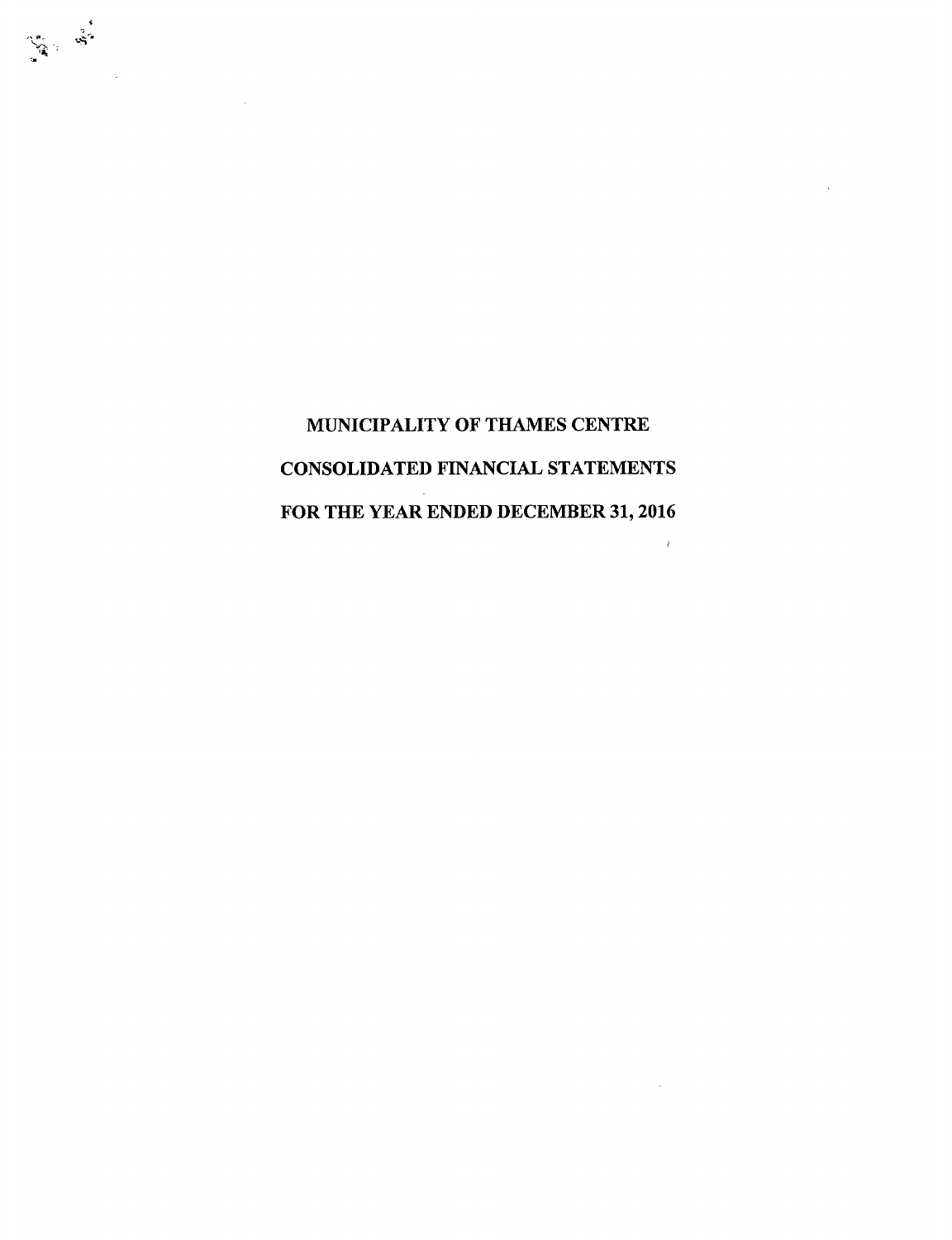# MUNICIPALITY OF THAMES CENTRE

## CONSOLIDATED FINANCIAL STATEMENTS

## FOR THE YEAR ENDED DECEMBER 31, 2016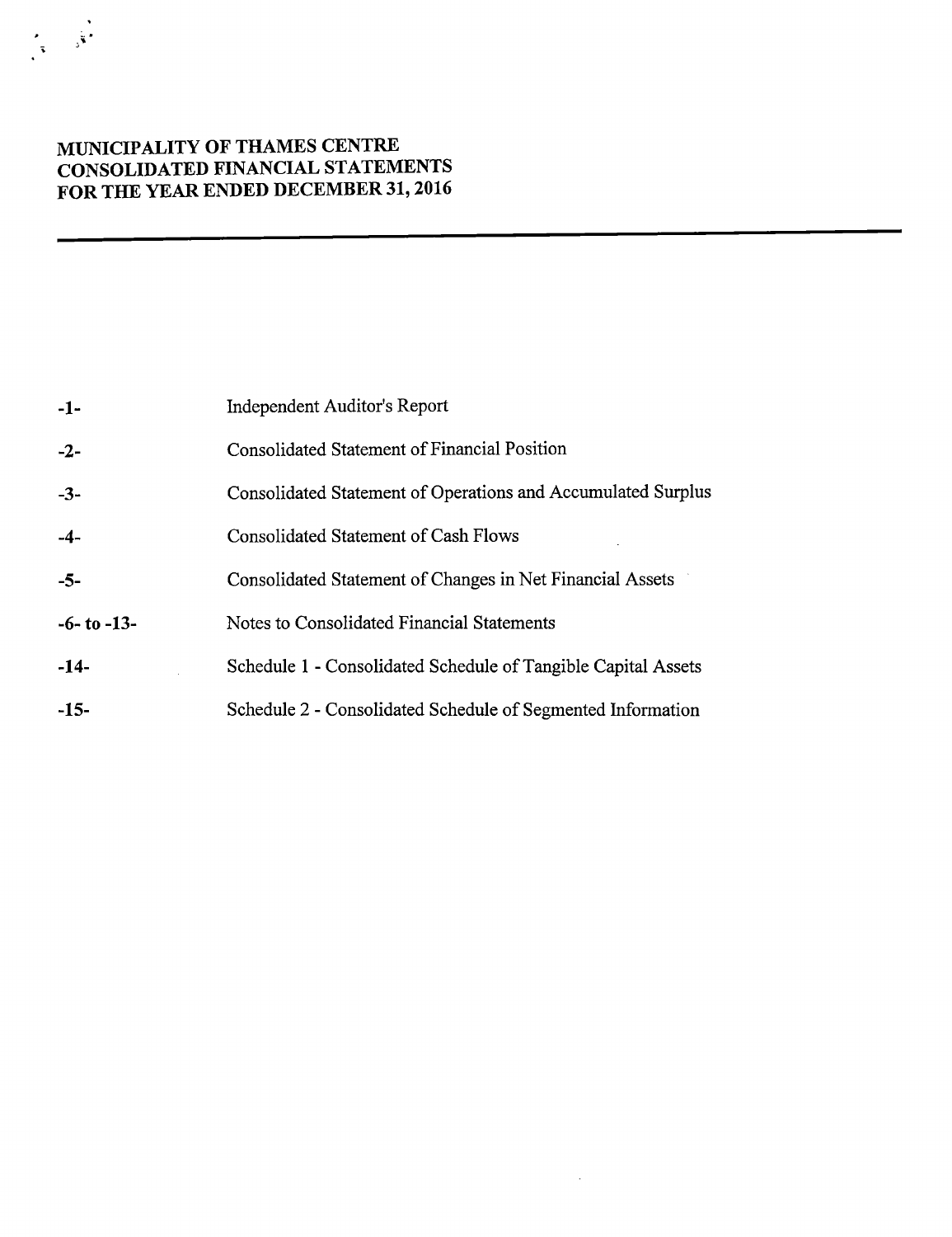# MUNICIPALITY OF THAMES CENTRE
# CONSOLIDATED FINANCIAL STATEMENTS
# FOR THE YEAR ENDED DECEMBER 31, 2016

| | |
|---|---|
| -1- | Independent Auditor's Report |
| -2- | Consolidated Statement of Financial Position |
| -3- | Consolidated Statement of Operations and Accumulated Surplus |
| -4- | Consolidated Statement of Cash Flows |
| -5- | Consolidated Statement of Changes in Net Financial Assets |
| -6- to -13- | Notes to Consolidated Financial Statements |
| -14- | Schedule 1 - Consolidated Schedule of Tangible Capital Assets |
| -15- | Schedule 2 - Consolidated Schedule of Segmented Information |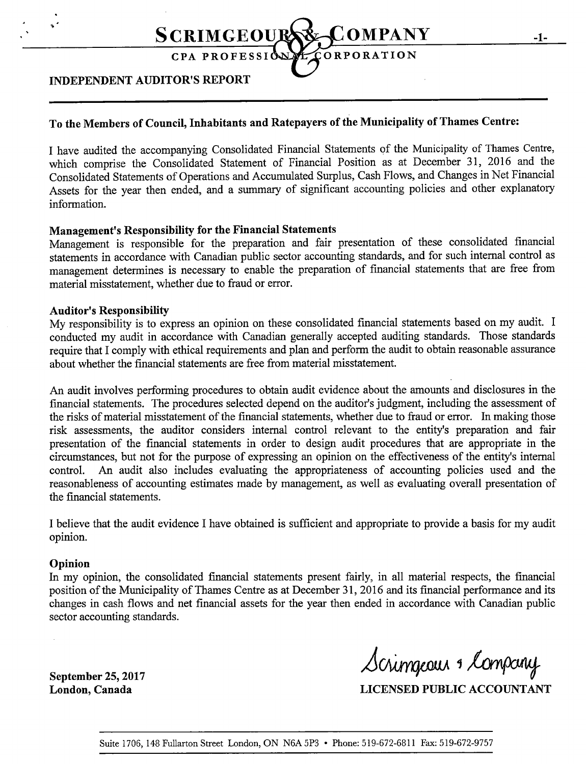# SCRIMGEOUR & COMPANY

CPA PROFESSIONAL CORPORATION

## INDEPENDENT AUDITOR'S REPORT

**To the Members of Council, Inhabitants and Ratepayers of the Municipality of Thames Centre:**

I have audited the accompanying Consolidated Financial Statements of the Municipality of Thames Centre, which comprise the Consolidated Statement of Financial Position as at December 31, 2016 and the Consolidated Statements of Operations and Accumulated Surplus, Cash Flows, and Changes in Net Financial Assets for the year then ended, and a summary of significant accounting policies and other explanatory information.

### Management's Responsibility for the Financial Statements

Management is responsible for the preparation and fair presentation of these consolidated financial statements in accordance with Canadian public sector accounting standards, and for such internal control as management determines is necessary to enable the preparation of financial statements that are free from material misstatement, whether due to fraud or error.

### Auditor's Responsibility

My responsibility is to express an opinion on these consolidated financial statements based on my audit. I conducted my audit in accordance with Canadian generally accepted auditing standards. Those standards require that I comply with ethical requirements and plan and perform the audit to obtain reasonable assurance about whether the financial statements are free from material misstatement.

An audit involves performing procedures to obtain audit evidence about the amounts and disclosures in the financial statements. The procedures selected depend on the auditor's judgment, including the assessment of the risks of material misstatement of the financial statements, whether due to fraud or error. In making those risk assessments, the auditor considers internal control relevant to the entity's preparation and fair presentation of the financial statements in order to design audit procedures that are appropriate in the circumstances, but not for the purpose of expressing an opinion on the effectiveness of the entity's internal control. An audit also includes evaluating the appropriateness of accounting policies used and the reasonableness of accounting estimates made by management, as well as evaluating overall presentation of the financial statements.

I believe that the audit evidence I have obtained is sufficient and appropriate to provide a basis for my audit opinion.

### Opinion

In my opinion, the consolidated financial statements present fairly, in all material respects, the financial position of the Municipality of Thames Centre as at December 31, 2016 and its financial performance and its changes in cash flows and net financial assets for the year then ended in accordance with Canadian public sector accounting standards.

**September 25, 2017**
**London, Canada**

Scrimgeour & Company
**LICENSED PUBLIC ACCOUNTANT**

Suite 1706, 148 Fullarton Street London, ON N6A 5P3 • Phone: 519-672-6811 Fax: 519-672-9757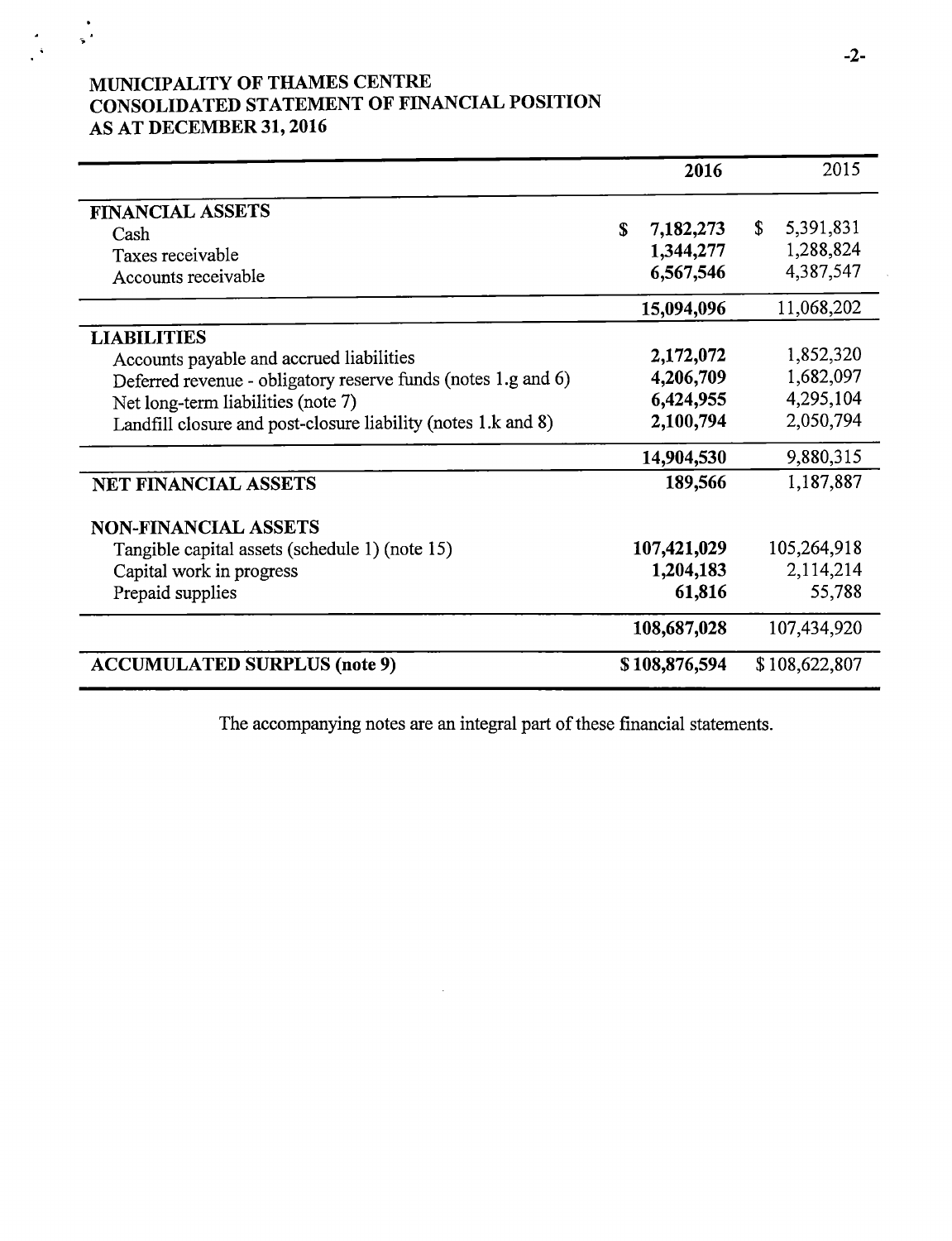# MUNICIPALITY OF THAMES CENTRE
## CONSOLIDATED STATEMENT OF FINANCIAL POSITION
## AS AT DECEMBER 31, 2016

| | 2016 | 2015 |
|---|---|---|
| **FINANCIAL ASSETS** | | |
| Cash | $ 7,182,273 | $ 5,391,831 |
| Taxes receivable | 1,344,277 | 1,288,824 |
| Accounts receivable | 6,567,546 | 4,387,547 |
| | 15,094,096 | 11,068,202 |
| **LIABILITIES** | | |
| Accounts payable and accrued liabilities | 2,172,072 | 1,852,320 |
| Deferred revenue - obligatory reserve funds (notes 1.g and 6) | 4,206,709 | 1,682,097 |
| Net long-term liabilities (note 7) | 6,424,955 | 4,295,104 |
| Landfill closure and post-closure liability (notes 1.k and 8) | 2,100,794 | 2,050,794 |
| | 14,904,530 | 9,880,315 |
| **NET FINANCIAL ASSETS** | 189,566 | 1,187,887 |
| **NON-FINANCIAL ASSETS** | | |
| Tangible capital assets (schedule 1) (note 15) | 107,421,029 | 105,264,918 |
| Capital work in progress | 1,204,183 | 2,114,214 |
| Prepaid supplies | 61,816 | 55,788 |
| | 108,687,028 | 107,434,920 |
| **ACCUMULATED SURPLUS (note 9)** | $ 108,876,594 | $ 108,622,807 |

The accompanying notes are an integral part of these financial statements.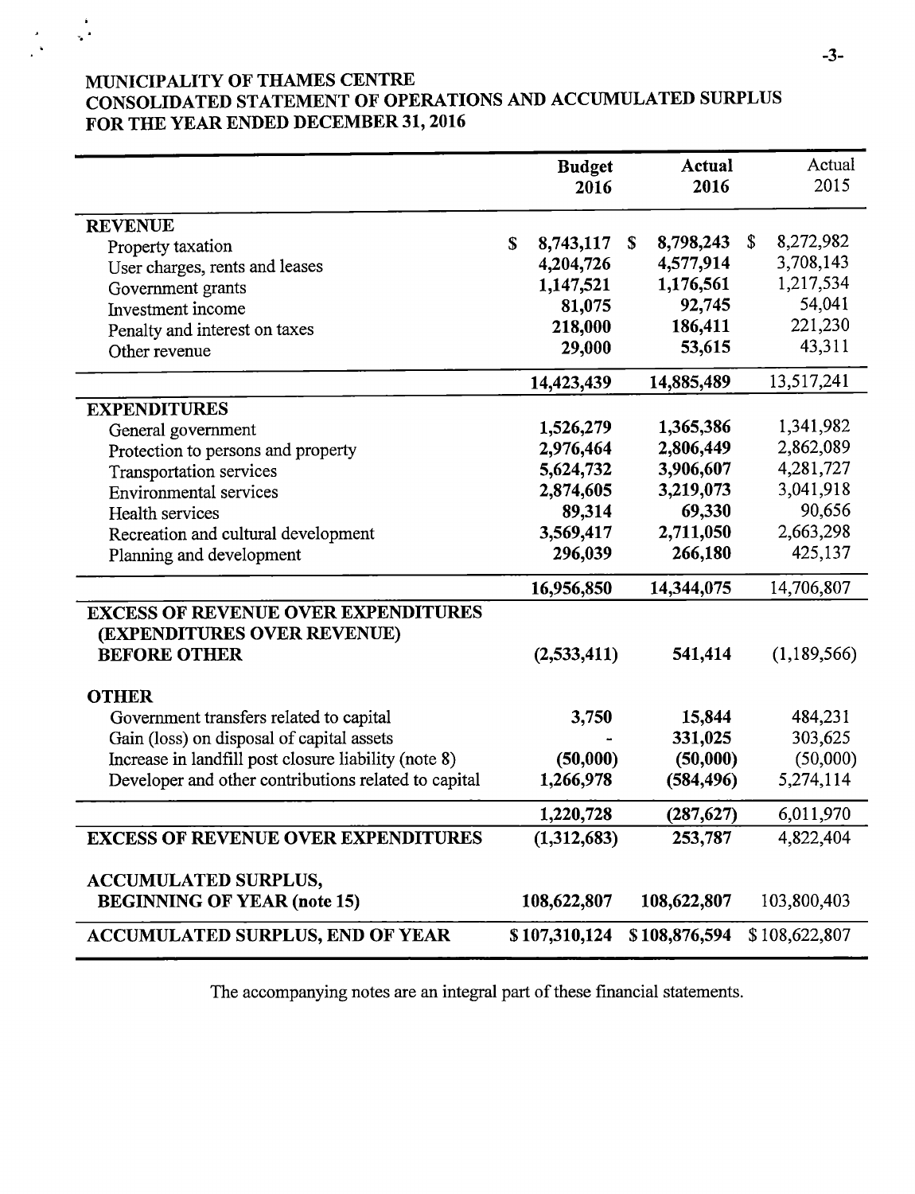# MUNICIPALITY OF THAMES CENTRE
# CONSOLIDATED STATEMENT OF OPERATIONS AND ACCUMULATED SURPLUS
# FOR THE YEAR ENDED DECEMBER 31, 2016

| | Budget 2016 | Actual 2016 | Actual 2015 |
|---|---|---|---|
| **REVENUE** | | | |
| Property taxation | $ 8,743,117 | $ 8,798,243 | $ 8,272,982 |
| User charges, rents and leases | 4,204,726 | 4,577,914 | 3,708,143 |
| Government grants | 1,147,521 | 1,176,561 | 1,217,534 |
| Investment income | 81,075 | 92,745 | 54,041 |
| Penalty and interest on taxes | 218,000 | 186,411 | 221,230 |
| Other revenue | 29,000 | 53,615 | 43,311 |
| | 14,423,439 | 14,885,489 | 13,517,241 |
| **EXPENDITURES** | | | |
| General government | 1,526,279 | 1,365,386 | 1,341,982 |
| Protection to persons and property | 2,976,464 | 2,806,449 | 2,862,089 |
| Transportation services | 5,624,732 | 3,906,607 | 4,281,727 |
| Environmental services | 2,874,605 | 3,219,073 | 3,041,918 |
| Health services | 89,314 | 69,330 | 90,656 |
| Recreation and cultural development | 3,569,417 | 2,711,050 | 2,663,298 |
| Planning and development | 296,039 | 266,180 | 425,137 |
| | 16,956,850 | 14,344,075 | 14,706,807 |
| **EXCESS OF REVENUE OVER EXPENDITURES (EXPENDITURES OVER REVENUE) BEFORE OTHER** | (2,533,411) | 541,414 | (1,189,566) |
| **OTHER** | | | |
| Government transfers related to capital | 3,750 | 15,844 | 484,231 |
| Gain (loss) on disposal of capital assets | - | 331,025 | 303,625 |
| Increase in landfill post closure liability (note 8) | (50,000) | (50,000) | (50,000) |
| Developer and other contributions related to capital | 1,266,978 | (584,496) | 5,274,114 |
| | 1,220,728 | (287,627) | 6,011,970 |
| **EXCESS OF REVENUE OVER EXPENDITURES** | (1,312,683) | 253,787 | 4,822,404 |
| **ACCUMULATED SURPLUS, BEGINNING OF YEAR (note 15)** | 108,622,807 | 108,622,807 | 103,800,403 |
| **ACCUMULATED SURPLUS, END OF YEAR** | $ 107,310,124 | $ 108,876,594 | $ 108,622,807 |

The accompanying notes are an integral part of these financial statements.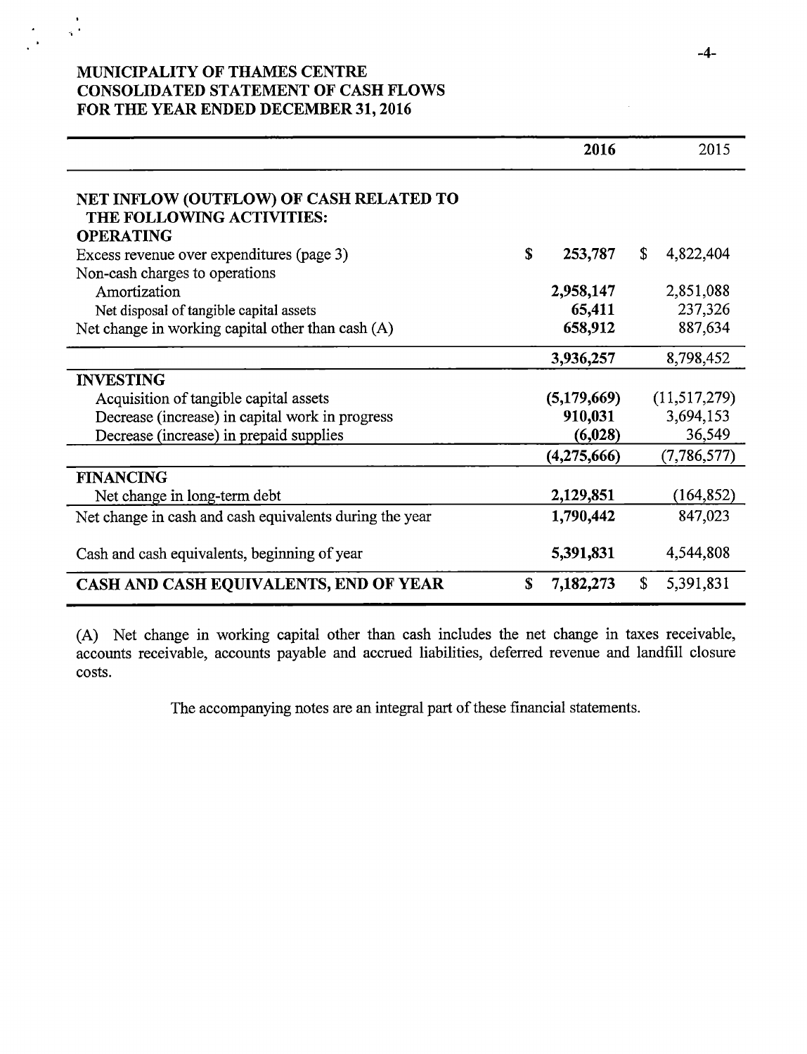# MUNICIPALITY OF THAMES CENTRE
## CONSOLIDATED STATEMENT OF CASH FLOWS
## FOR THE YEAR ENDED DECEMBER 31, 2016

| | 2016 | 2015 |
|---|---|---|
| **NET INFLOW (OUTFLOW) OF CASH RELATED TO THE FOLLOWING ACTIVITIES:** | | |
| **OPERATING** | | |
| Excess revenue over expenditures (page 3) | **$ 253,787** | $ 4,822,404 |
| Non-cash charges to operations | | |
| Amortization | **2,958,147** | 2,851,088 |
| Net disposal of tangible capital assets | **65,411** | 237,326 |
| Net change in working capital other than cash (A) | **658,912** | 887,634 |
| | **3,936,257** | 8,798,452 |
| **INVESTING** | | |
| Acquisition of tangible capital assets | **(5,179,669)** | (11,517,279) |
| Decrease (increase) in capital work in progress | **910,031** | 3,694,153 |
| Decrease (increase) in prepaid supplies | **(6,028)** | 36,549 |
| | **(4,275,666)** | (7,786,577) |
| **FINANCING** | | |
| Net change in long-term debt | **2,129,851** | (164,852) |
| Net change in cash and cash equivalents during the year | **1,790,442** | 847,023 |
| Cash and cash equivalents, beginning of year | **5,391,831** | 4,544,808 |
| **CASH AND CASH EQUIVALENTS, END OF YEAR** | **$ 7,182,273** | $ 5,391,831 |

(A) Net change in working capital other than cash includes the net change in taxes receivable, accounts receivable, accounts payable and accrued liabilities, deferred revenue and landfill closure costs.

The accompanying notes are an integral part of these financial statements.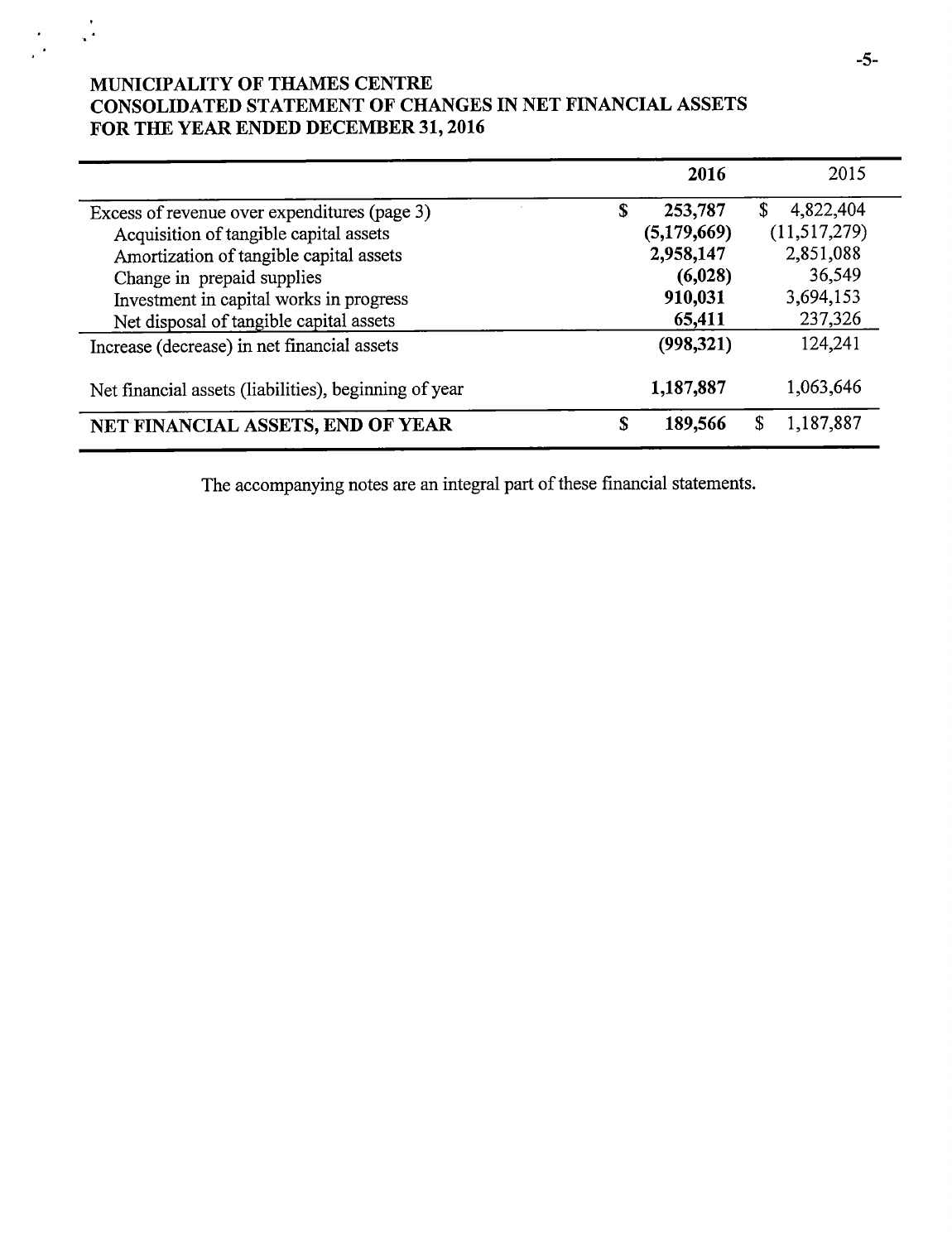# MUNICIPALITY OF THAMES CENTRE
## CONSOLIDATED STATEMENT OF CHANGES IN NET FINANCIAL ASSETS
## FOR THE YEAR ENDED DECEMBER 31, 2016

| | 2016 | 2015 |
|---|---|---|
| Excess of revenue over expenditures (page 3) | $ 253,787 | $ 4,822,404 |
| Acquisition of tangible capital assets | (5,179,669) | (11,517,279) |
| Amortization of tangible capital assets | 2,958,147 | 2,851,088 |
| Change in prepaid supplies | (6,028) | 36,549 |
| Investment in capital works in progress | 910,031 | 3,694,153 |
| Net disposal of tangible capital assets | 65,411 | 237,326 |
| Increase (decrease) in net financial assets | (998,321) | 124,241 |
| Net financial assets (liabilities), beginning of year | 1,187,887 | 1,063,646 |
| **NET FINANCIAL ASSETS, END OF YEAR** | $ 189,566 | $ 1,187,887 |

The accompanying notes are an integral part of these financial statements.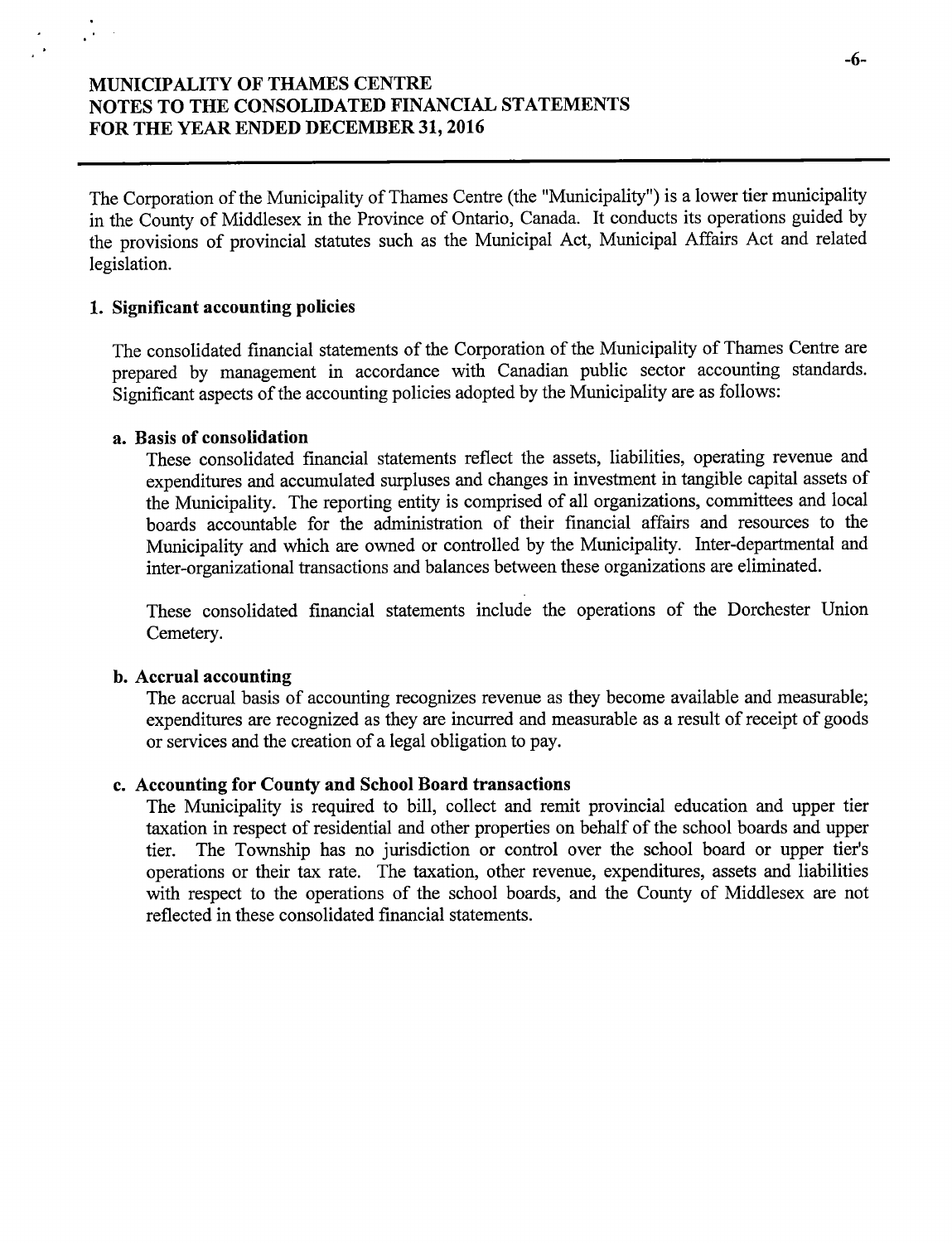# MUNICIPALITY OF THAMES CENTRE
# NOTES TO THE CONSOLIDATED FINANCIAL STATEMENTS
# FOR THE YEAR ENDED DECEMBER 31, 2016

The Corporation of the Municipality of Thames Centre (the "Municipality") is a lower tier municipality in the County of Middlesex in the Province of Ontario, Canada. It conducts its operations guided by the provisions of provincial statutes such as the Municipal Act, Municipal Affairs Act and related legislation.

## 1. Significant accounting policies

The consolidated financial statements of the Corporation of the Municipality of Thames Centre are prepared by management in accordance with Canadian public sector accounting standards. Significant aspects of the accounting policies adopted by the Municipality are as follows:

### a. Basis of consolidation

These consolidated financial statements reflect the assets, liabilities, operating revenue and expenditures and accumulated surpluses and changes in investment in tangible capital assets of the Municipality. The reporting entity is comprised of all organizations, committees and local boards accountable for the administration of their financial affairs and resources to the Municipality and which are owned or controlled by the Municipality. Inter-departmental and inter-organizational transactions and balances between these organizations are eliminated.

These consolidated financial statements include the operations of the Dorchester Union Cemetery.

### b. Accrual accounting

The accrual basis of accounting recognizes revenue as they become available and measurable; expenditures are recognized as they are incurred and measurable as a result of receipt of goods or services and the creation of a legal obligation to pay.

### c. Accounting for County and School Board transactions

The Municipality is required to bill, collect and remit provincial education and upper tier taxation in respect of residential and other properties on behalf of the school boards and upper tier. The Township has no jurisdiction or control over the school board or upper tier's operations or their tax rate. The taxation, other revenue, expenditures, assets and liabilities with respect to the operations of the school boards, and the County of Middlesex are not reflected in these consolidated financial statements.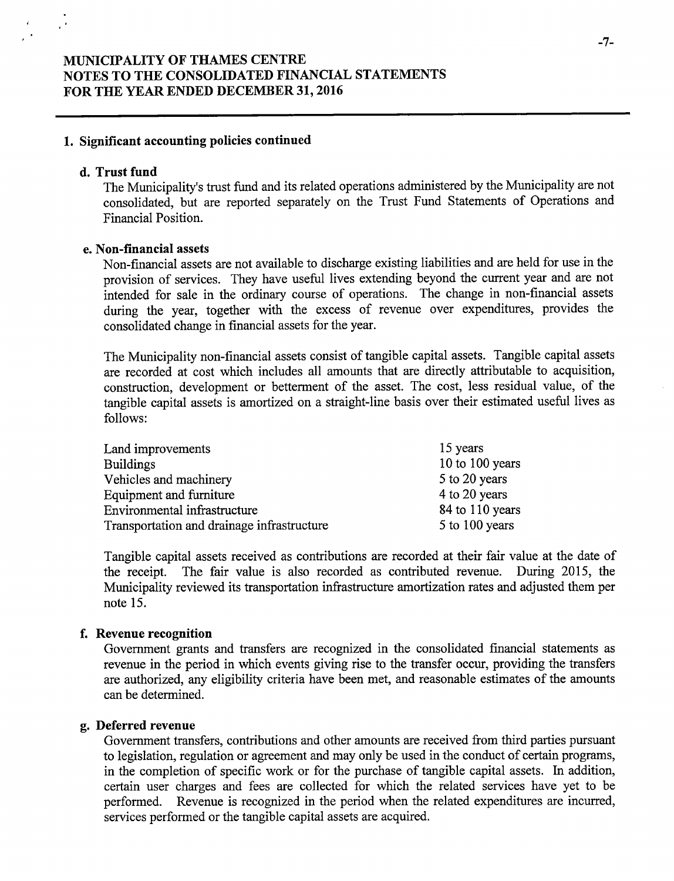# MUNICIPALITY OF THAMES CENTRE
# NOTES TO THE CONSOLIDATED FINANCIAL STATEMENTS
# FOR THE YEAR ENDED DECEMBER 31, 2016

## 1. Significant accounting policies continued

### d. Trust fund

The Municipality's trust fund and its related operations administered by the Municipality are not consolidated, but are reported separately on the Trust Fund Statements of Operations and Financial Position.

### e. Non-financial assets

Non-financial assets are not available to discharge existing liabilities and are held for use in the provision of services. They have useful lives extending beyond the current year and are not intended for sale in the ordinary course of operations. The change in non-financial assets during the year, together with the excess of revenue over expenditures, provides the consolidated change in financial assets for the year.

The Municipality non-financial assets consist of tangible capital assets. Tangible capital assets are recorded at cost which includes all amounts that are directly attributable to acquisition, construction, development or betterment of the asset. The cost, less residual value, of the tangible capital assets is amortized on a straight-line basis over their estimated useful lives as follows:

| | |
|---|---|
| Land improvements | 15 years |
| Buildings | 10 to 100 years |
| Vehicles and machinery | 5 to 20 years |
| Equipment and furniture | 4 to 20 years |
| Environmental infrastructure | 84 to 110 years |
| Transportation and drainage infrastructure | 5 to 100 years |

Tangible capital assets received as contributions are recorded at their fair value at the date of the receipt. The fair value is also recorded as contributed revenue. During 2015, the Municipality reviewed its transportation infrastructure amortization rates and adjusted them per note 15.

### f. Revenue recognition

Government grants and transfers are recognized in the consolidated financial statements as revenue in the period in which events giving rise to the transfer occur, providing the transfers are authorized, any eligibility criteria have been met, and reasonable estimates of the amounts can be determined.

### g. Deferred revenue

Government transfers, contributions and other amounts are received from third parties pursuant to legislation, regulation or agreement and may only be used in the conduct of certain programs, in the completion of specific work or for the purchase of tangible capital assets. In addition, certain user charges and fees are collected for which the related services have yet to be performed. Revenue is recognized in the period when the related expenditures are incurred, services performed or the tangible capital assets are acquired.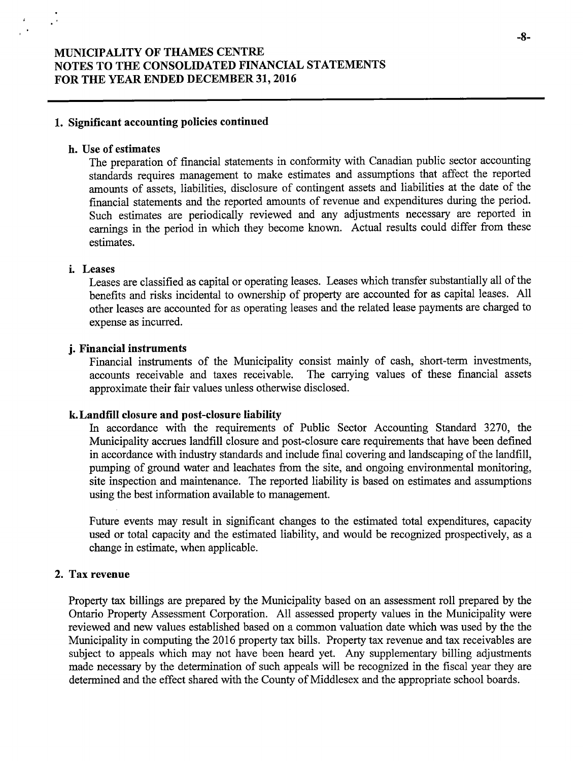# MUNICIPALITY OF THAMES CENTRE
# NOTES TO THE CONSOLIDATED FINANCIAL STATEMENTS
# FOR THE YEAR ENDED DECEMBER 31, 2016

## 1. Significant accounting policies continued

### h. Use of estimates

The preparation of financial statements in conformity with Canadian public sector accounting standards requires management to make estimates and assumptions that affect the reported amounts of assets, liabilities, disclosure of contingent assets and liabilities at the date of the financial statements and the reported amounts of revenue and expenditures during the period. Such estimates are periodically reviewed and any adjustments necessary are reported in earnings in the period in which they become known. Actual results could differ from these estimates.

### i. Leases

Leases are classified as capital or operating leases. Leases which transfer substantially all of the benefits and risks incidental to ownership of property are accounted for as capital leases. All other leases are accounted for as operating leases and the related lease payments are charged to expense as incurred.

### j. Financial instruments

Financial instruments of the Municipality consist mainly of cash, short-term investments, accounts receivable and taxes receivable. The carrying values of these financial assets approximate their fair values unless otherwise disclosed.

### k. Landfill closure and post-closure liability

In accordance with the requirements of Public Sector Accounting Standard 3270, the Municipality accrues landfill closure and post-closure care requirements that have been defined in accordance with industry standards and include final covering and landscaping of the landfill, pumping of ground water and leachates from the site, and ongoing environmental monitoring, site inspection and maintenance. The reported liability is based on estimates and assumptions using the best information available to management.

Future events may result in significant changes to the estimated total expenditures, capacity used or total capacity and the estimated liability, and would be recognized prospectively, as a change in estimate, when applicable.

## 2. Tax revenue

Property tax billings are prepared by the Municipality based on an assessment roll prepared by the Ontario Property Assessment Corporation. All assessed property values in the Municipality were reviewed and new values established based on a common valuation date which was used by the the Municipality in computing the 2016 property tax bills. Property tax revenue and tax receivables are subject to appeals which may not have been heard yet. Any supplementary billing adjustments made necessary by the determination of such appeals will be recognized in the fiscal year they are determined and the effect shared with the County of Middlesex and the appropriate school boards.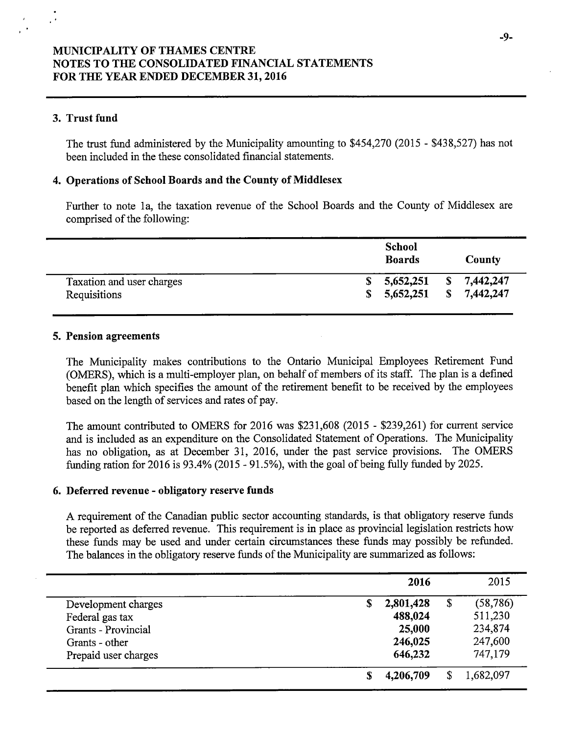**MUNICIPALITY OF THAMES CENTRE**
**NOTES TO THE CONSOLIDATED FINANCIAL STATEMENTS**
**FOR THE YEAR ENDED DECEMBER 31, 2016**

### 3. Trust fund

The trust fund administered by the Municipality amounting to $454,270 (2015 - $438,527) has not been included in the these consolidated financial statements.

### 4. Operations of School Boards and the County of Middlesex

Further to note 1a, the taxation revenue of the School Boards and the County of Middlesex are comprised of the following:

| | School Boards | County |
|---|---|---|
| Taxation and user charges | $ 5,652,251 | $ 7,442,247 |
| Requisitions | $ 5,652,251 | $ 7,442,247 |

### 5. Pension agreements

The Municipality makes contributions to the Ontario Municipal Employees Retirement Fund (OMERS), which is a multi-employer plan, on behalf of members of its staff. The plan is a defined benefit plan which specifies the amount of the retirement benefit to be received by the employees based on the length of services and rates of pay.

The amount contributed to OMERS for 2016 was $231,608 (2015 - $239,261) for current service and is included as an expenditure on the Consolidated Statement of Operations. The Municipality has no obligation, as at December 31, 2016, under the past service provisions. The OMERS funding ration for 2016 is 93.4% (2015 - 91.5%), with the goal of being fully funded by 2025.

### 6. Deferred revenue - obligatory reserve funds

A requirement of the Canadian public sector accounting standards, is that obligatory reserve funds be reported as deferred revenue. This requirement is in place as provincial legislation restricts how these funds may be used and under certain circumstances these funds may possibly be refunded. The balances in the obligatory reserve funds of the Municipality are summarized as follows:

| | 2016 | 2015 |
|---|---|---|
| Development charges | $ 2,801,428 | $ (58,786) |
| Federal gas tax | 488,024 | 511,230 |
| Grants - Provincial | 25,000 | 234,874 |
| Grants - other | 246,025 | 247,600 |
| Prepaid user charges | 646,232 | 747,179 |
| | $ 4,206,709 | $ 1,682,097 |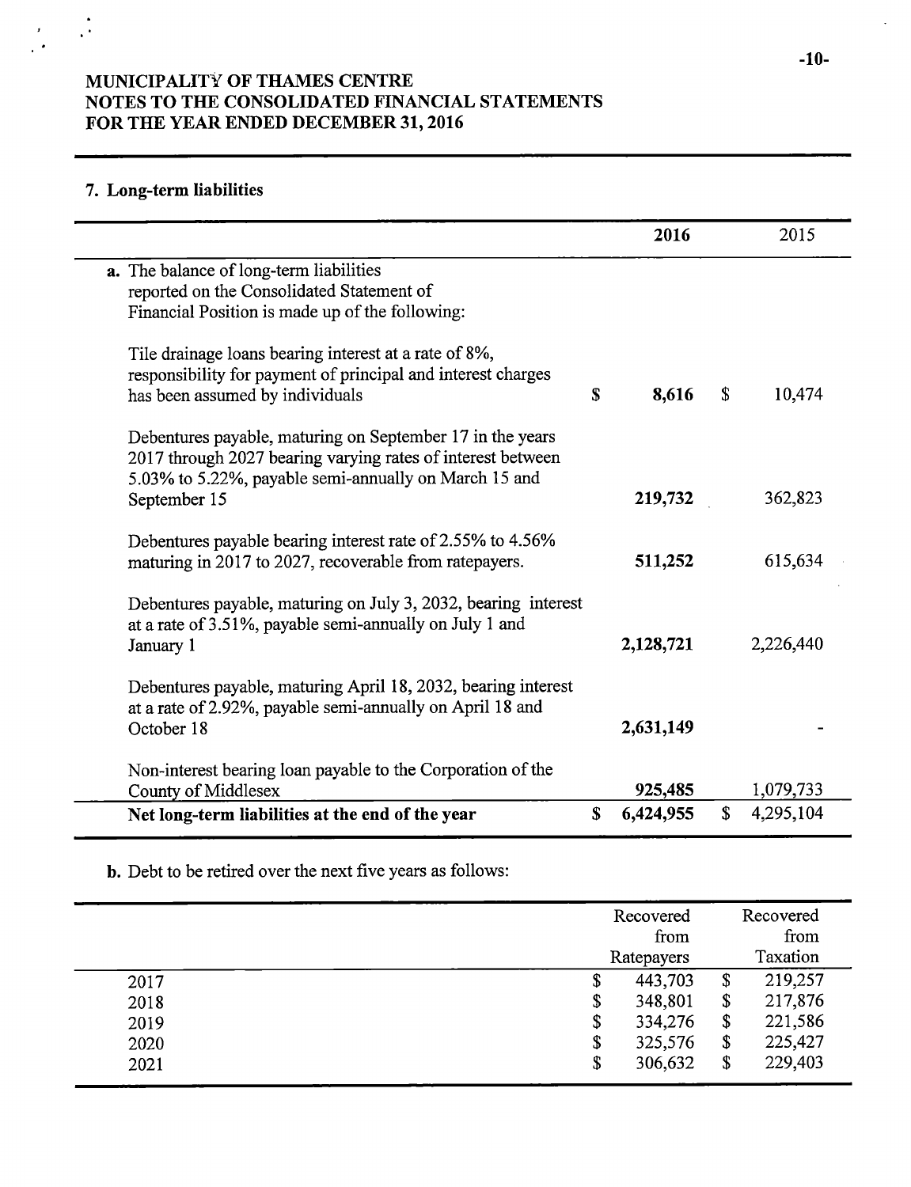MUNICIPALITY OF THAMES CENTRE
NOTES TO THE CONSOLIDATED FINANCIAL STATEMENTS
FOR THE YEAR ENDED DECEMBER 31, 2016

## 7. Long-term liabilities

| | 2016 | 2015 |
|---|---|---|
| **a.** The balance of long-term liabilities reported on the Consolidated Statement of Financial Position is made up of the following: | | |
| Tile drainage loans bearing interest at a rate of 8%, responsibility for payment of principal and interest charges has been assumed by individuals | **$ 8,616** | $ 10,474 |
| Debentures payable, maturing on September 17 in the years 2017 through 2027 bearing varying rates of interest between 5.03% to 5.22%, payable semi-annually on March 15 and September 15 | **219,732** | 362,823 |
| Debentures payable bearing interest rate of 2.55% to 4.56% maturing in 2017 to 2027, recoverable from ratepayers. | **511,252** | 615,634 |
| Debentures payable, maturing on July 3, 2032, bearing interest at a rate of 3.51%, payable semi-annually on July 1 and January 1 | **2,128,721** | 2,226,440 |
| Debentures payable, maturing April 18, 2032, bearing interest at a rate of 2.92%, payable semi-annually on April 18 and October 18 | **2,631,149** | - |
| Non-interest bearing loan payable to the Corporation of the County of Middlesex | **925,485** | 1,079,733 |
| **Net long-term liabilities at the end of the year** | **$ 6,424,955** | $ 4,295,104 |

**b.** Debt to be retired over the next five years as follows:

| | Recovered from Ratepayers | Recovered from Taxation |
|---|---|---|
| 2017 | $ 443,703 | $ 219,257 |
| 2018 | $ 348,801 | $ 217,876 |
| 2019 | $ 334,276 | $ 221,586 |
| 2020 | $ 325,576 | $ 225,427 |
| 2021 | $ 306,632 | $ 229,403 |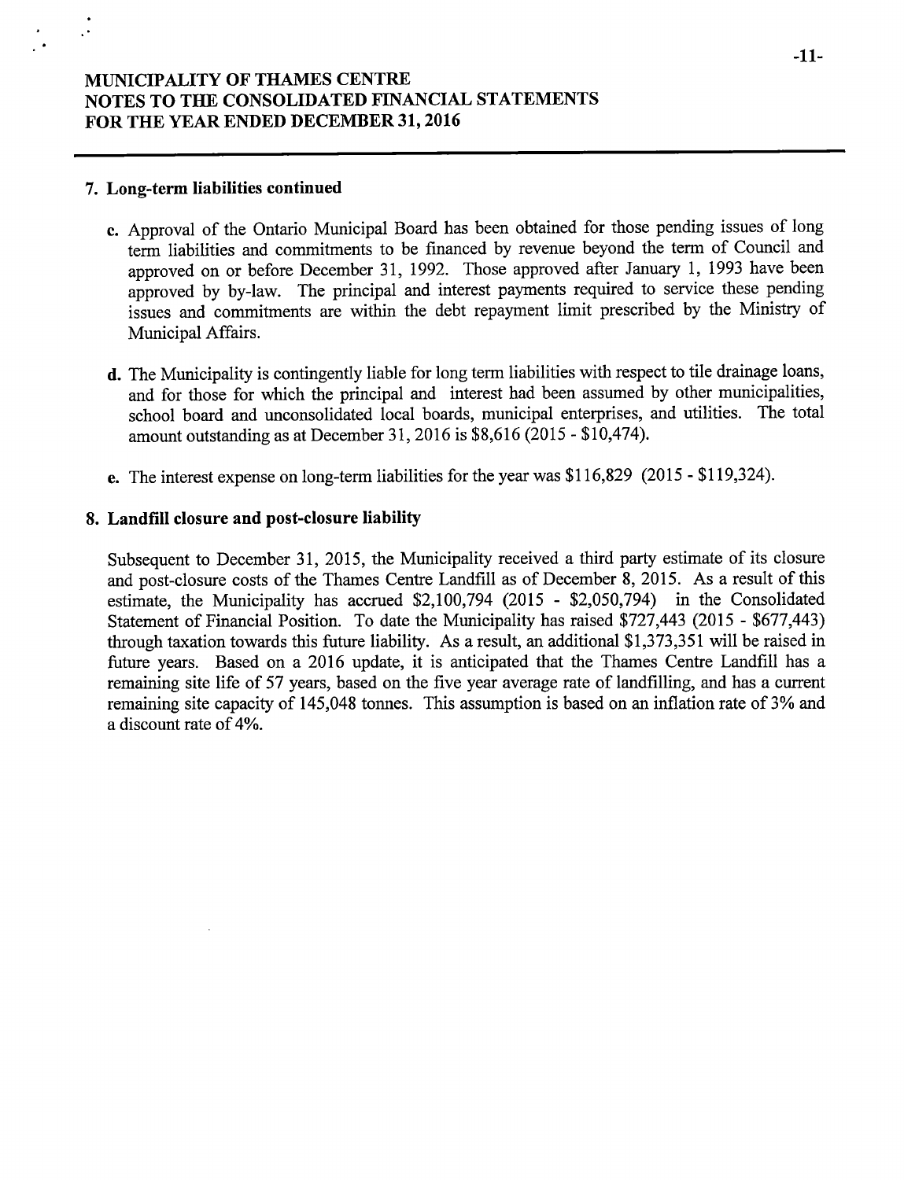## 7. Long-term liabilities continued

**c.** Approval of the Ontario Municipal Board has been obtained for those pending issues of long term liabilities and commitments to be financed by revenue beyond the term of Council and approved on or before December 31, 1992. Those approved after January 1, 1993 have been approved by by-law. The principal and interest payments required to service these pending issues and commitments are within the debt repayment limit prescribed by the Ministry of Municipal Affairs.

**d.** The Municipality is contingently liable for long term liabilities with respect to tile drainage loans, and for those for which the principal and interest had been assumed by other municipalities, school board and unconsolidated local boards, municipal enterprises, and utilities. The total amount outstanding as at December 31, 2016 is $8,616 (2015 - $10,474).

**e.** The interest expense on long-term liabilities for the year was $116,829 (2015 - $119,324).

## 8. Landfill closure and post-closure liability

Subsequent to December 31, 2015, the Municipality received a third party estimate of its closure and post-closure costs of the Thames Centre Landfill as of December 8, 2015. As a result of this estimate, the Municipality has accrued $2,100,794 (2015 - $2,050,794) in the Consolidated Statement of Financial Position. To date the Municipality has raised $727,443 (2015 - $677,443) through taxation towards this future liability. As a result, an additional $1,373,351 will be raised in future years. Based on a 2016 update, it is anticipated that the Thames Centre Landfill has a remaining site life of 57 years, based on the five year average rate of landfilling, and has a current remaining site capacity of 145,048 tonnes. This assumption is based on an inflation rate of 3% and a discount rate of 4%.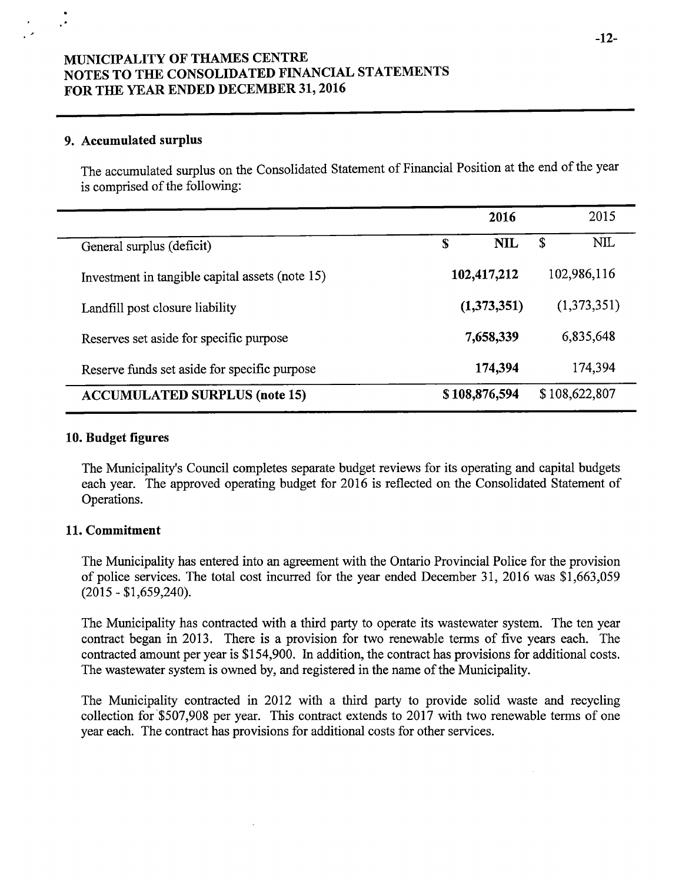# MUNICIPALITY OF THAMES CENTRE
# NOTES TO THE CONSOLIDATED FINANCIAL STATEMENTS
# FOR THE YEAR ENDED DECEMBER 31, 2016

## 9. Accumulated surplus

The accumulated surplus on the Consolidated Statement of Financial Position at the end of the year is comprised of the following:

| | 2016 | 2015 |
|---|---|---|
| General surplus (deficit) | $ NIL | $ NIL |
| Investment in tangible capital assets (note 15) | 102,417,212 | 102,986,116 |
| Landfill post closure liability | (1,373,351) | (1,373,351) |
| Reserves set aside for specific purpose | 7,658,339 | 6,835,648 |
| Reserve funds set aside for specific purpose | 174,394 | 174,394 |
| **ACCUMULATED SURPLUS (note 15)** | **$ 108,876,594** | $ 108,622,807 |

## 10. Budget figures

The Municipality's Council completes separate budget reviews for its operating and capital budgets each year. The approved operating budget for 2016 is reflected on the Consolidated Statement of Operations.

## 11. Commitment

The Municipality has entered into an agreement with the Ontario Provincial Police for the provision of police services. The total cost incurred for the year ended December 31, 2016 was $1,663,059 (2015 - $1,659,240).

The Municipality has contracted with a third party to operate its wastewater system. The ten year contract began in 2013. There is a provision for two renewable terms of five years each. The contracted amount per year is $154,900. In addition, the contract has provisions for additional costs. The wastewater system is owned by, and registered in the name of the Municipality.

The Municipality contracted in 2012 with a third party to provide solid waste and recycling collection for $507,908 per year. This contract extends to 2017 with two renewable terms of one year each. The contract has provisions for additional costs for other services.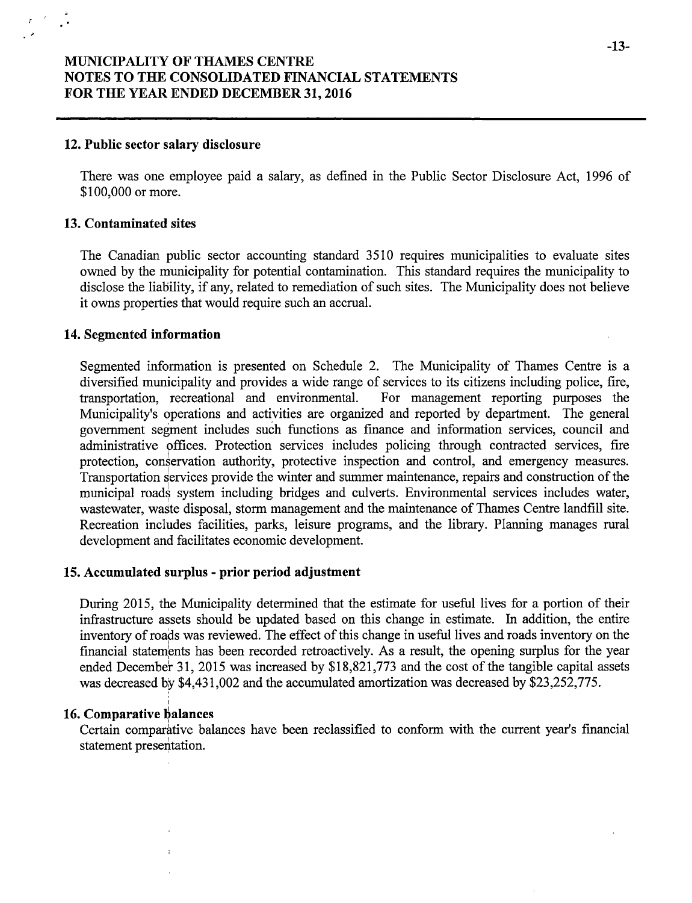# MUNICIPALITY OF THAMES CENTRE
# NOTES TO THE CONSOLIDATED FINANCIAL STATEMENTS
# FOR THE YEAR ENDED DECEMBER 31, 2016

## 12. Public sector salary disclosure

There was one employee paid a salary, as defined in the Public Sector Disclosure Act, 1996 of $100,000 or more.

## 13. Contaminated sites

The Canadian public sector accounting standard 3510 requires municipalities to evaluate sites owned by the municipality for potential contamination. This standard requires the municipality to disclose the liability, if any, related to remediation of such sites. The Municipality does not believe it owns properties that would require such an accrual.

## 14. Segmented information

Segmented information is presented on Schedule 2. The Municipality of Thames Centre is a diversified municipality and provides a wide range of services to its citizens including police, fire, transportation, recreational and environmental. For management reporting purposes the Municipality's operations and activities are organized and reported by department. The general government segment includes such functions as finance and information services, council and administrative offices. Protection services includes policing through contracted services, fire protection, conservation authority, protective inspection and control, and emergency measures. Transportation services provide the winter and summer maintenance, repairs and construction of the municipal roads system including bridges and culverts. Environmental services includes water, wastewater, waste disposal, storm management and the maintenance of Thames Centre landfill site. Recreation includes facilities, parks, leisure programs, and the library. Planning manages rural development and facilitates economic development.

## 15. Accumulated surplus - prior period adjustment

During 2015, the Municipality determined that the estimate for useful lives for a portion of their infrastructure assets should be updated based on this change in estimate. In addition, the entire inventory of roads was reviewed. The effect of this change in useful lives and roads inventory on the financial statements has been recorded retroactively. As a result, the opening surplus for the year ended December 31, 2015 was increased by $18,821,773 and the cost of the tangible capital assets was decreased by $4,431,002 and the accumulated amortization was decreased by $23,252,775.

## 16. Comparative balances

Certain comparative balances have been reclassified to conform with the current year's financial statement presentation.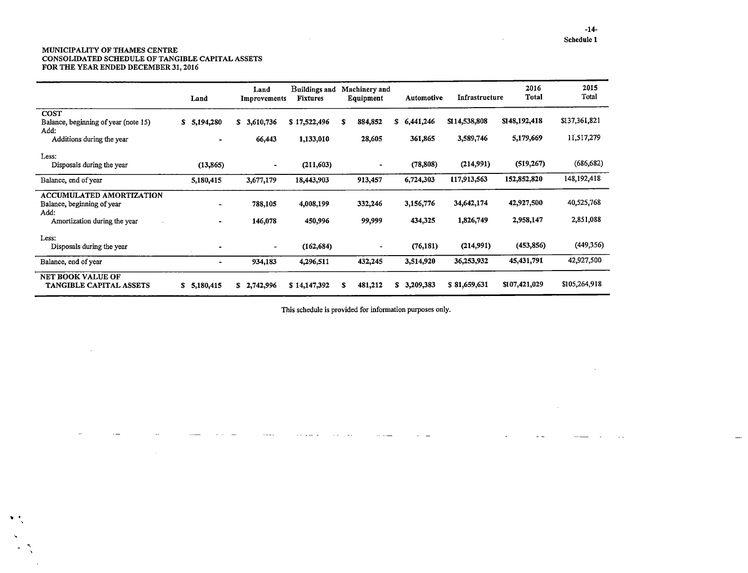Schedule 1

**MUNICIPALITY OF THAMES CENTRE**
**CONSOLIDATED SCHEDULE OF TANGIBLE CAPITAL ASSETS**
**FOR THE YEAR ENDED DECEMBER 31, 2016**

| | Land | Land Improvements | Buildings and Fixtures | Machinery and Equipment | Automotive | Infrastructure | 2016 Total | 2015 Total |
|---|---|---|---|---|---|---|---|---|
| **COST** | | | | | | | | |
| Balance, beginning of year (note 15) | $ 5,194,280 | $ 3,610,736 | $ 17,522,496 | $ 884,852 | $ 6,441,246 | $114,538,808 | $148,192,418 | $137,361,821 |
| Add: | | | | | | | | |
| Additions during the year | - | 66,443 | 1,133,010 | 28,605 | 361,865 | 3,589,746 | 5,179,669 | 11,517,279 |
| Less: | | | | | | | | |
| Disposals during the year | (13,865) | - | (211,603) | - | (78,808) | (214,991) | (519,267) | (686,682) |
| Balance, end of year | 5,180,415 | 3,677,179 | 18,443,903 | 913,457 | 6,724,303 | 117,913,563 | 152,852,820 | 148,192,418 |
| **ACCUMULATED AMORTIZATION** | | | | | | | | |
| Balance, beginning of year | - | 788,105 | 4,008,199 | 332,246 | 3,156,776 | 34,642,174 | 42,927,500 | 40,525,768 |
| Add: | | | | | | | | |
| Amortization during the year | - | 146,078 | 450,996 | 99,999 | 434,325 | 1,826,749 | 2,958,147 | 2,851,088 |
| Less: | | | | | | | | |
| Disposals during the year | - | - | (162,684) | - | (76,181) | (214,991) | (453,856) | (449,356) |
| Balance, end of year | - | 934,183 | 4,296,511 | 432,245 | 3,514,920 | 36,253,932 | 45,431,791 | 42,927,500 |
| **NET BOOK VALUE OF TANGIBLE CAPITAL ASSETS** | $ 5,180,415 | $ 2,742,996 | $ 14,147,392 | $ 481,212 | $ 3,209,383 | $ 81,659,631 | $107,421,029 | $105,264,918 |

This schedule is provided for information purposes only.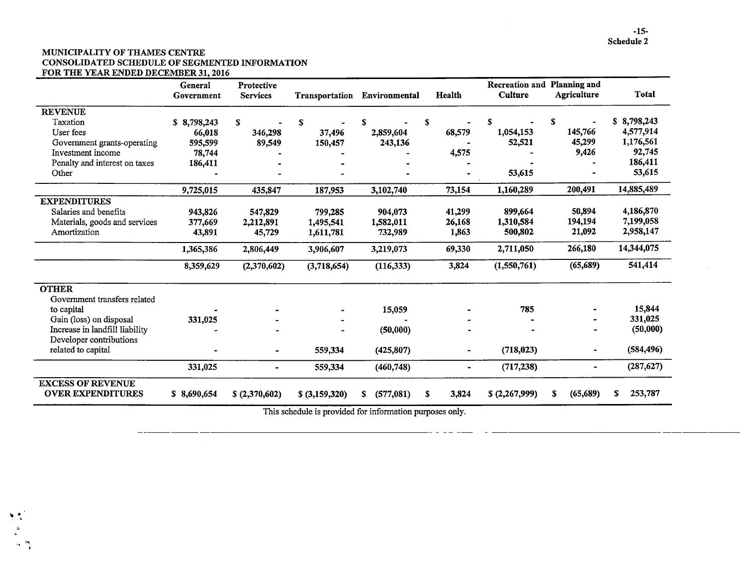Schedule 2

**MUNICIPALITY OF THAMES CENTRE**
**CONSOLIDATED SCHEDULE OF SEGMENTED INFORMATION**
**FOR THE YEAR ENDED DECEMBER 31, 2016**

| | General Government | Protective Services | Transportation | Environmental | Health | Recreation and Culture | Planning and Agriculture | Total |
|---|---|---|---|---|---|---|---|---|
| **REVENUE** | | | | | | | | |
| Taxation | $ 8,798,243 | $ - | $ - | $ - | $ - | $ - | $ - | $ 8,798,243 |
| User fees | 66,018 | 346,298 | 37,496 | 2,859,604 | 68,579 | 1,054,153 | 145,766 | 4,577,914 |
| Government grants-operating | 595,599 | 89,549 | 150,457 | 243,136 | - | 52,521 | 45,299 | 1,176,561 |
| Investment income | 78,744 | - | - | - | 4,575 | - | 9,426 | 92,745 |
| Penalty and interest on taxes | 186,411 | - | - | - | - | - | - | 186,411 |
| Other | - | - | - | - | - | 53,615 | - | 53,615 |
| | 9,725,015 | 435,847 | 187,953 | 3,102,740 | 73,154 | 1,160,289 | 200,491 | 14,885,489 |
| **EXPENDITURES** | | | | | | | | |
| Salaries and benefits | 943,826 | 547,829 | 799,285 | 904,073 | 41,299 | 899,664 | 50,894 | 4,186,870 |
| Materials, goods and services | 377,669 | 2,212,891 | 1,495,541 | 1,582,011 | 26,168 | 1,310,584 | 194,194 | 7,199,058 |
| Amortization | 43,891 | 45,729 | 1,611,781 | 732,989 | 1,863 | 500,802 | 21,092 | 2,958,147 |
| | 1,365,386 | 2,806,449 | 3,906,607 | 3,219,073 | 69,330 | 2,711,050 | 266,180 | 14,344,075 |
| | 8,359,629 | (2,370,602) | (3,718,654) | (116,333) | 3,824 | (1,550,761) | (65,689) | 541,414 |
| **OTHER** | | | | | | | | |
| Government transfers related to capital | - | - | - | 15,059 | - | 785 | - | 15,844 |
| Gain (loss) on disposal | 331,025 | - | - | - | - | - | - | 331,025 |
| Increase in landfill liability | - | - | - | (50,000) | - | - | - | (50,000) |
| Developer contributions related to capital | - | - | 559,334 | (425,807) | - | (718,023) | - | (584,496) |
| | 331,025 | - | 559,334 | (460,748) | - | (717,238) | - | (287,627) |
| **EXCESS OF REVENUE OVER EXPENDITURES** | $ 8,690,654 | $ (2,370,602) | $ (3,159,320) | $ (577,081) | $ 3,824 | $ (2,267,999) | $ (65,689) | $ 253,787 |

This schedule is provided for information purposes only.